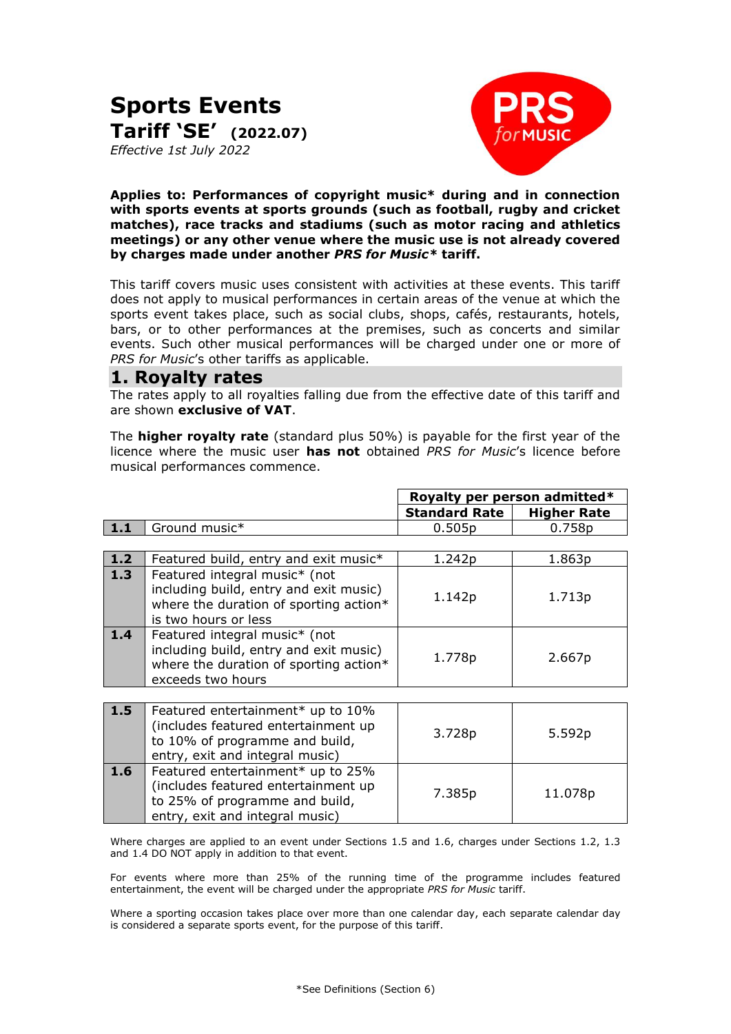# Sports Events

## Tariff 'SE' (2022.07)

*Effective 1st July 2022*

**Applies to: Performances of copyright music* during and in connection with sports events at sports grounds (such as football, rugby and cricket matches), race tracks and stadiums (such as motor racing and athletics meetings) or any other venue where the music use is not already covered by charges made under another *PRS for Music** tariff.**

This tariff covers music uses consistent with activities at these events. This tariff does not apply to musical performances in certain areas of the venue at which the sports event takes place, such as social clubs, shops, cafés, restaurants, hotels, bars, or to other performances at the premises, such as concerts and similar events. Such other musical performances will be charged under one or more of *PRS for Music*'s other tariffs as applicable.

## 1. Royalty rates

The rates apply to all royalties falling due from the effective date of this tariff and are shown **exclusive of VAT**.

The **higher royalty rate** (standard plus 50%) is payable for the first year of the licence where the music user **has not** obtained *PRS for Music*'s licence before musical performances commence.

| | | Royalty per person admitted* | |
|---|---|---|---|
| | | **Standard Rate** | **Higher Rate** |
| **1.1** | Ground music* | 0.505p | 0.758p |
| **1.2** | Featured build, entry and exit music* | 1.242p | 1.863p |
| **1.3** | Featured integral music* (not including build, entry and exit music) where the duration of sporting action* is two hours or less | 1.142p | 1.713p |
| **1.4** | Featured integral music* (not including build, entry and exit music) where the duration of sporting action* exceeds two hours | 1.778p | 2.667p |
| **1.5** | Featured entertainment* up to 10% (includes featured entertainment up to 10% of programme and build, entry, exit and integral music) | 3.728p | 5.592p |
| **1.6** | Featured entertainment* up to 25% (includes featured entertainment up to 25% of programme and build, entry, exit and integral music) | 7.385p | 11.078p |

Where charges are applied to an event under Sections 1.5 and 1.6, charges under Sections 1.2, 1.3 and 1.4 DO NOT apply in addition to that event.

For events where more than 25% of the running time of the programme includes featured entertainment, the event will be charged under the appropriate *PRS for Music* tariff.

Where a sporting occasion takes place over more than one calendar day, each separate calendar day is considered a separate sports event, for the purpose of this tariff.

*See Definitions (Section 6)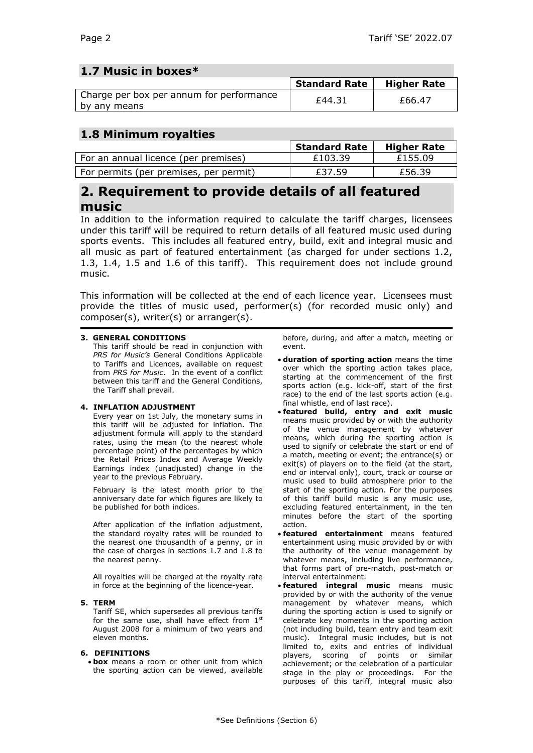## 1.7 Music in boxes*

| | Standard Rate | Higher Rate |
|---|---|---|
| Charge per box per annum for performance by any means | £44.31 | £66.47 |

## 1.8 Minimum royalties

| | Standard Rate | Higher Rate |
|---|---|---|
| For an annual licence (per premises) | £103.39 | £155.09 |
| For permits (per premises, per permit) | £37.59 | £56.39 |

# 2. Requirement to provide details of all featured music

In addition to the information required to calculate the tariff charges, licensees under this tariff will be required to return details of all featured music used during sports events. This includes all featured entry, build, exit and integral music and all music as part of featured entertainment (as charged for under sections 1.2, 1.3, 1.4, 1.5 and 1.6 of this tariff). This requirement does not include ground music.

This information will be collected at the end of each licence year. Licensees must provide the titles of music used, performer(s) (for recorded music only) and composer(s), writer(s) or arranger(s).

### 3. GENERAL CONDITIONS

This tariff should be read in conjunction with *PRS for Music's* General Conditions Applicable to Tariffs and Licences, available on request from *PRS for Music*. In the event of a conflict between this tariff and the General Conditions, the Tariff shall prevail.

### 4. INFLATION ADJUSTMENT

Every year on 1st July, the monetary sums in this tariff will be adjusted for inflation. The adjustment formula will apply to the standard rates, using the mean (to the nearest whole percentage point) of the percentages by which the Retail Prices Index and Average Weekly Earnings index (unadjusted) change in the year to the previous February.

February is the latest month prior to the anniversary date for which figures are likely to be published for both indices.

After application of the inflation adjustment, the standard royalty rates will be rounded to the nearest one thousandth of a penny, or in the case of charges in sections 1.7 and 1.8 to the nearest penny.

All royalties will be charged at the royalty rate in force at the beginning of the licence-year.

### 5. TERM

Tariff SE, which supersedes all previous tariffs for the same use, shall have effect from 1st August 2008 for a minimum of two years and eleven months.

### 6. DEFINITIONS

- **box** means a room or other unit from which the sporting action can be viewed, available before, during, and after a match, meeting or event.
- **duration of sporting action** means the time over which the sporting action takes place, starting at the commencement of the first sports action (e.g. kick-off, start of the first race) to the end of the last sports action (e.g. final whistle, end of last race).
- **featured build, entry and exit music** means music provided by or with the authority of the venue management by whatever means, which during the sporting action is used to signify or celebrate the start or end of a match, meeting or event; the entrance(s) or exit(s) of players on to the field (at the start, end or interval only), court, track or course or music used to build atmosphere prior to the start of the sporting action. For the purposes of this tariff build music is any music use, excluding featured entertainment, in the ten minutes before the start of the sporting action.
- **featured entertainment** means featured entertainment using music provided by or with the authority of the venue management by whatever means, including live performance, that forms part of pre-match, post-match or interval entertainment.
- **featured integral music** means music provided by or with the authority of the venue management by whatever means, which during the sporting action is used to signify or celebrate key moments in the sporting action (not including build, team entry and team exit music). Integral music includes, but is not limited to, exits and entries of individual players, scoring of points or similar achievement; or the celebration of a particular stage in the play or proceedings. For the purposes of this tariff, integral music also

*See Definitions (Section 6)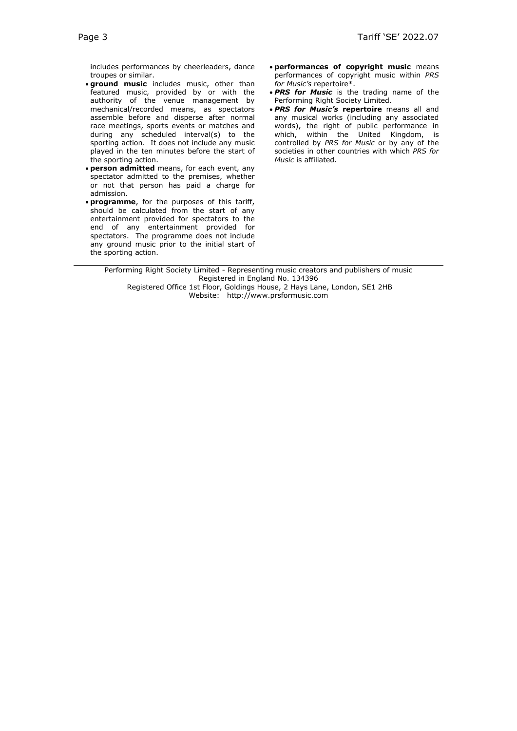includes performances by cheerleaders, dance troupes or similar.

- **ground music** includes music, other than featured music, provided by or with the authority of the venue management by mechanical/recorded means, as spectators assemble before and disperse after normal race meetings, sports events or matches and during any scheduled interval(s) to the sporting action. It does not include any music played in the ten minutes before the start of the sporting action.
- **person admitted** means, for each event, any spectator admitted to the premises, whether or not that person has paid a charge for admission.
- **programme**, for the purposes of this tariff, should be calculated from the start of any entertainment provided for spectators to the end of any entertainment provided for spectators. The programme does not include any ground music prior to the initial start of the sporting action.
- **performances of copyright music** means performances of copyright music within *PRS for Music's* repertoire*.
- ***PRS for Music*** is the trading name of the Performing Right Society Limited.
- ***PRS for Music's*** **repertoire** means all and any musical works (including any associated words), the right of public performance in which, within the United Kingdom, is controlled by *PRS for Music* or by any of the societies in other countries with which *PRS for Music* is affiliated.

Performing Right Society Limited - Representing music creators and publishers of music
Registered in England No. 134396
Registered Office 1st Floor, Goldings House, 2 Hays Lane, London, SE1 2HB
Website: http://www.prsformusic.com